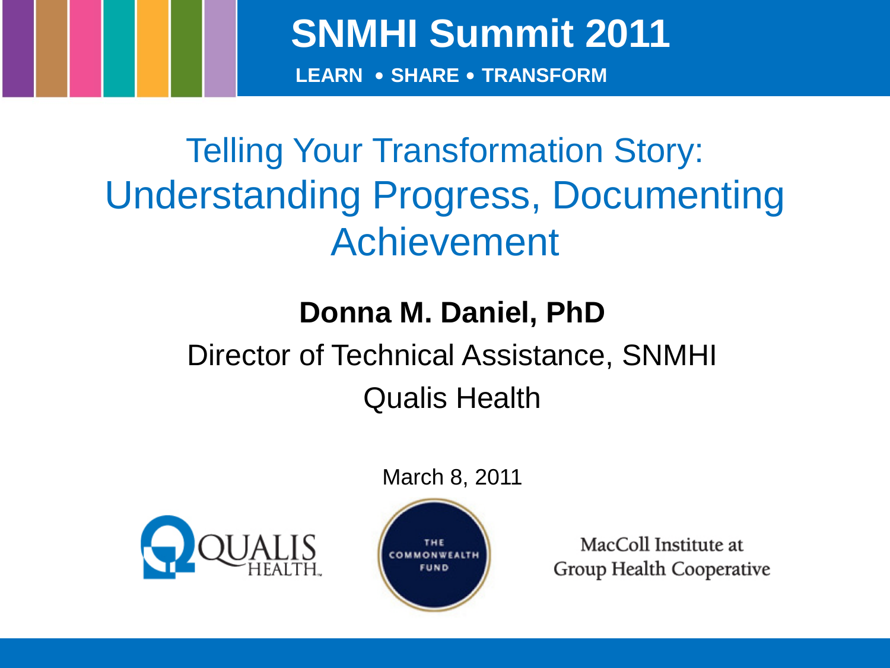# SNMHI Summit 2011

**LEARN • SHARE • TRANSFORM**

## Telling Your Transformation Story: Understanding Progress, Documenting Achievement

**Donna M. Daniel, PhD**

Director of Technical Assistance, SNMHI

Qualis Health

March 8, 2011

QUALIS HEALTH

THE COMMONWEALTH FUND

MacColl Institute at Group Health Cooperative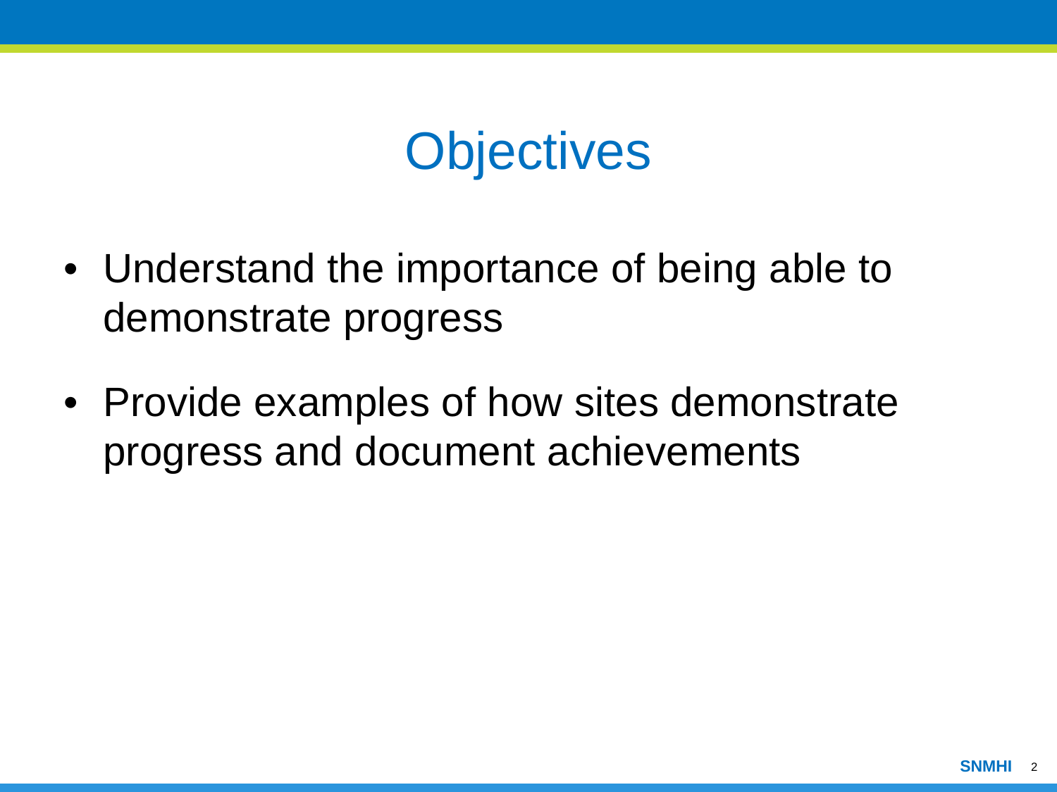# Objectives

- Understand the importance of being able to demonstrate progress
- Provide examples of how sites demonstrate progress and document achievements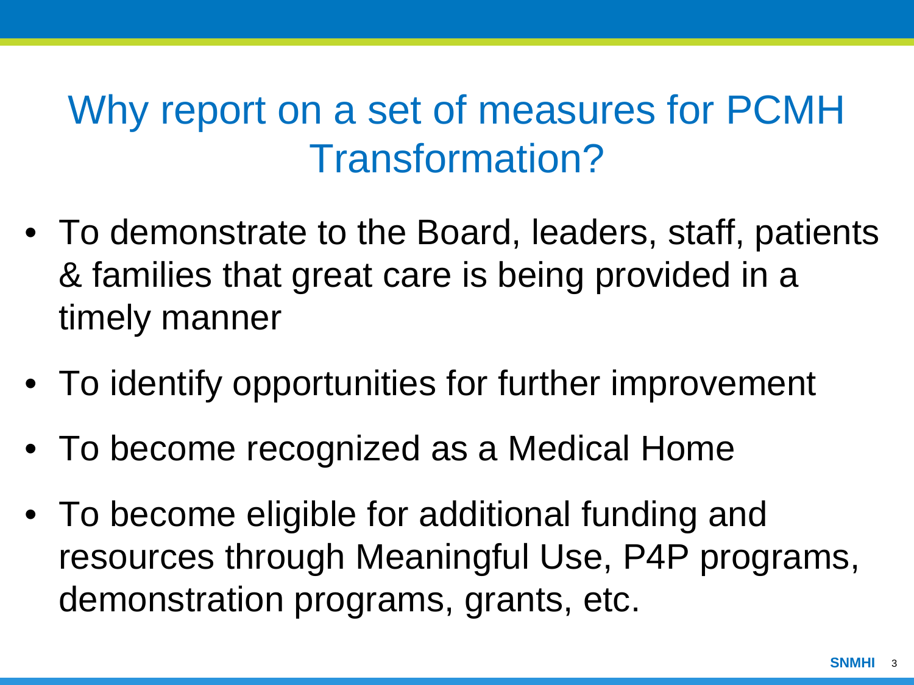# Why report on a set of measures for PCMH Transformation?

- To demonstrate to the Board, leaders, staff, patients & families that great care is being provided in a timely manner
- To identify opportunities for further improvement
- To become recognized as a Medical Home
- To become eligible for additional funding and resources through Meaningful Use, P4P programs, demonstration programs, grants, etc.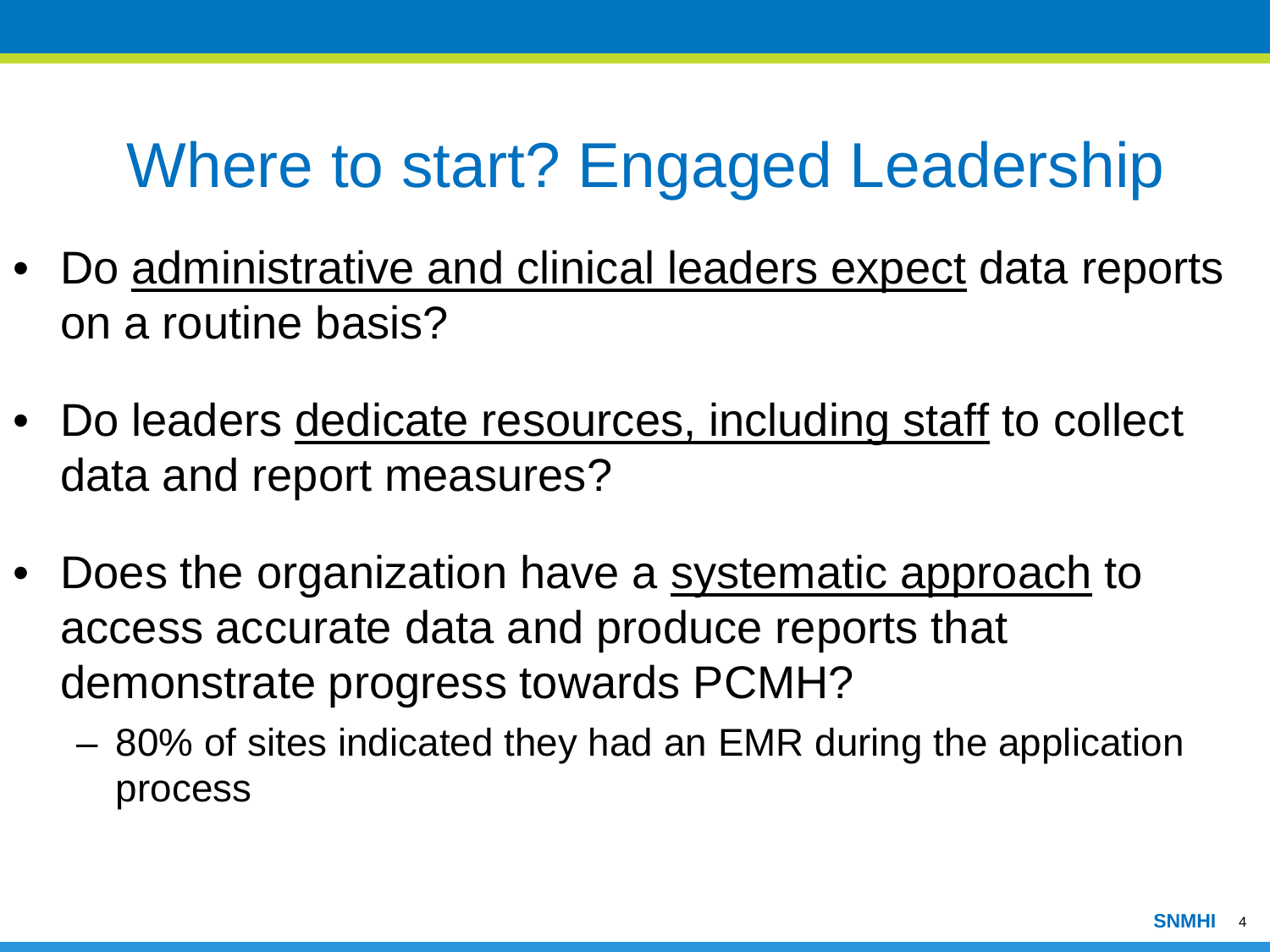# Where to start? Engaged Leadership

- Do <u>administrative and clinical leaders expect</u> data reports on a routine basis?
- Do leaders <u>dedicate resources, including staff</u> to collect data and report measures?
- Does the organization have a <u>systematic approach</u> to access accurate data and produce reports that demonstrate progress towards PCMH?
  - 80% of sites indicated they had an EMR during the application process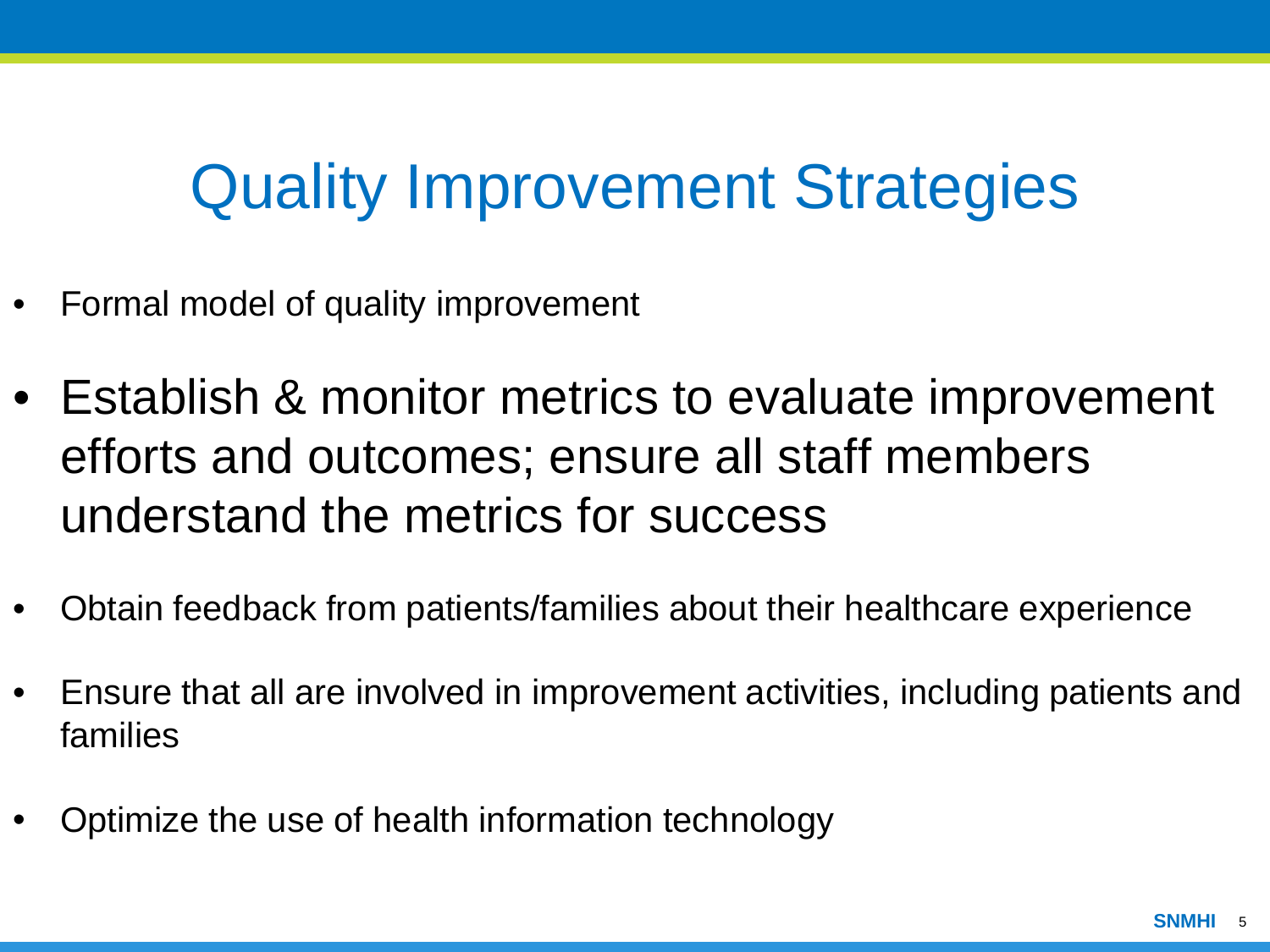# Quality Improvement Strategies

- Formal model of quality improvement
- Establish & monitor metrics to evaluate improvement efforts and outcomes; ensure all staff members understand the metrics for success
- Obtain feedback from patients/families about their healthcare experience
- Ensure that all are involved in improvement activities, including patients and families
- Optimize the use of health information technology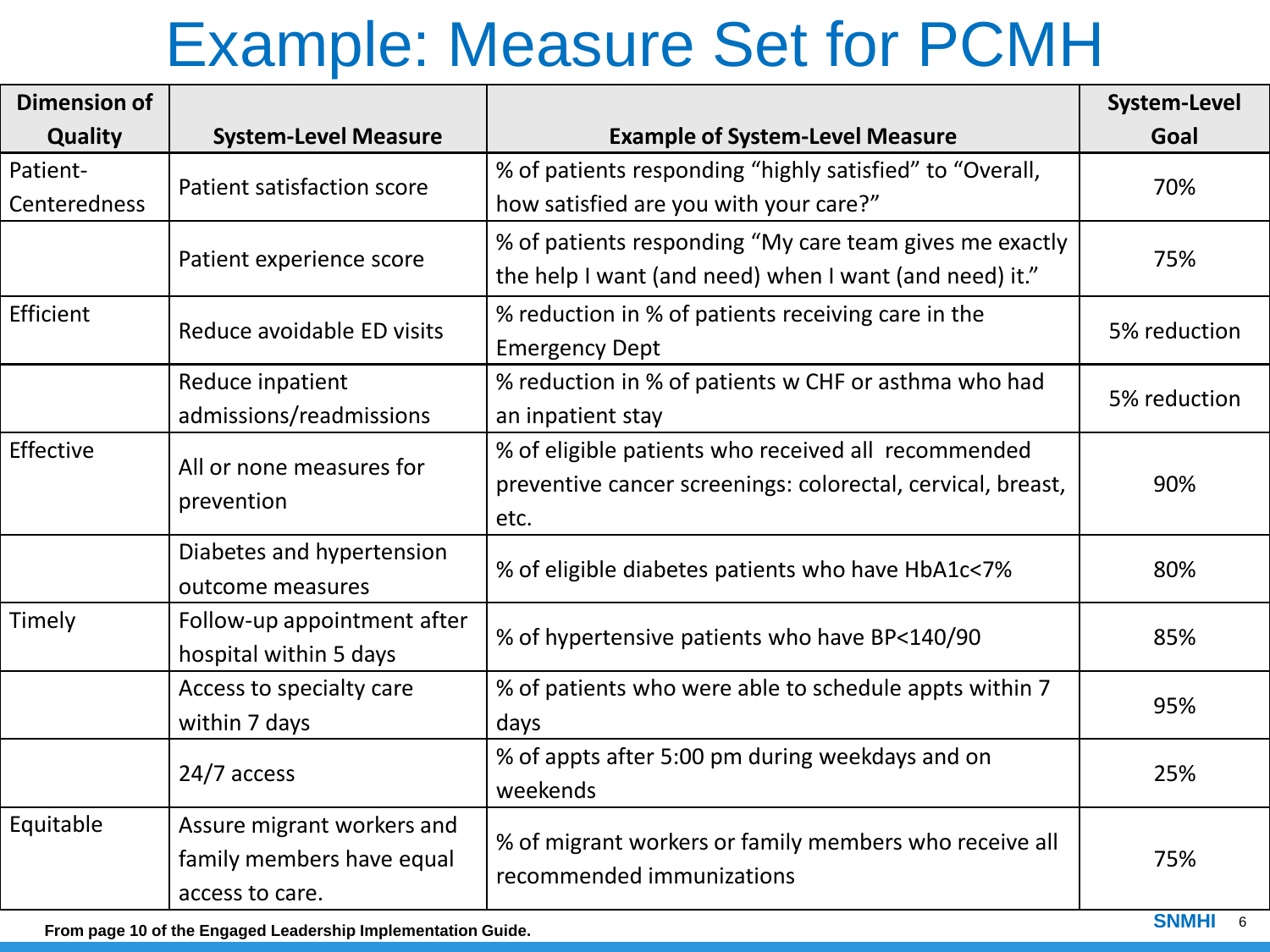# Example: Measure Set for PCMH

| Dimension of Quality | System-Level Measure | Example of System-Level Measure | System-Level Goal |
|---|---|---|---|
| Patient-Centeredness | Patient satisfaction score | % of patients responding "highly satisfied" to "Overall, how satisfied are you with your care?" | 70% |
| | Patient experience score | % of patients responding "My care team gives me exactly the help I want (and need) when I want (and need) it." | 75% |
| Efficient | Reduce avoidable ED visits | % reduction in % of patients receiving care in the Emergency Dept | 5% reduction |
| | Reduce inpatient admissions/readmissions | % reduction in % of patients w CHF or asthma who had an inpatient stay | 5% reduction |
| Effective | All or none measures for prevention | % of eligible patients who received all recommended preventive cancer screenings: colorectal, cervical, breast, etc. | 90% |
| | Diabetes and hypertension outcome measures | % of eligible diabetes patients who have HbA1c<7% | 80% |
| Timely | Follow-up appointment after hospital within 5 days | % of hypertensive patients who have BP<140/90 | 85% |
| | Access to specialty care within 7 days | % of patients who were able to schedule appts within 7 days | 95% |
| | 24/7 access | % of appts after 5:00 pm during weekdays and on weekends | 25% |
| Equitable | Assure migrant workers and family members have equal access to care. | % of migrant workers or family members who receive all recommended immunizations | 75% |

**From page 10 of the Engaged Leadership Implementation Guide.**

SNMHI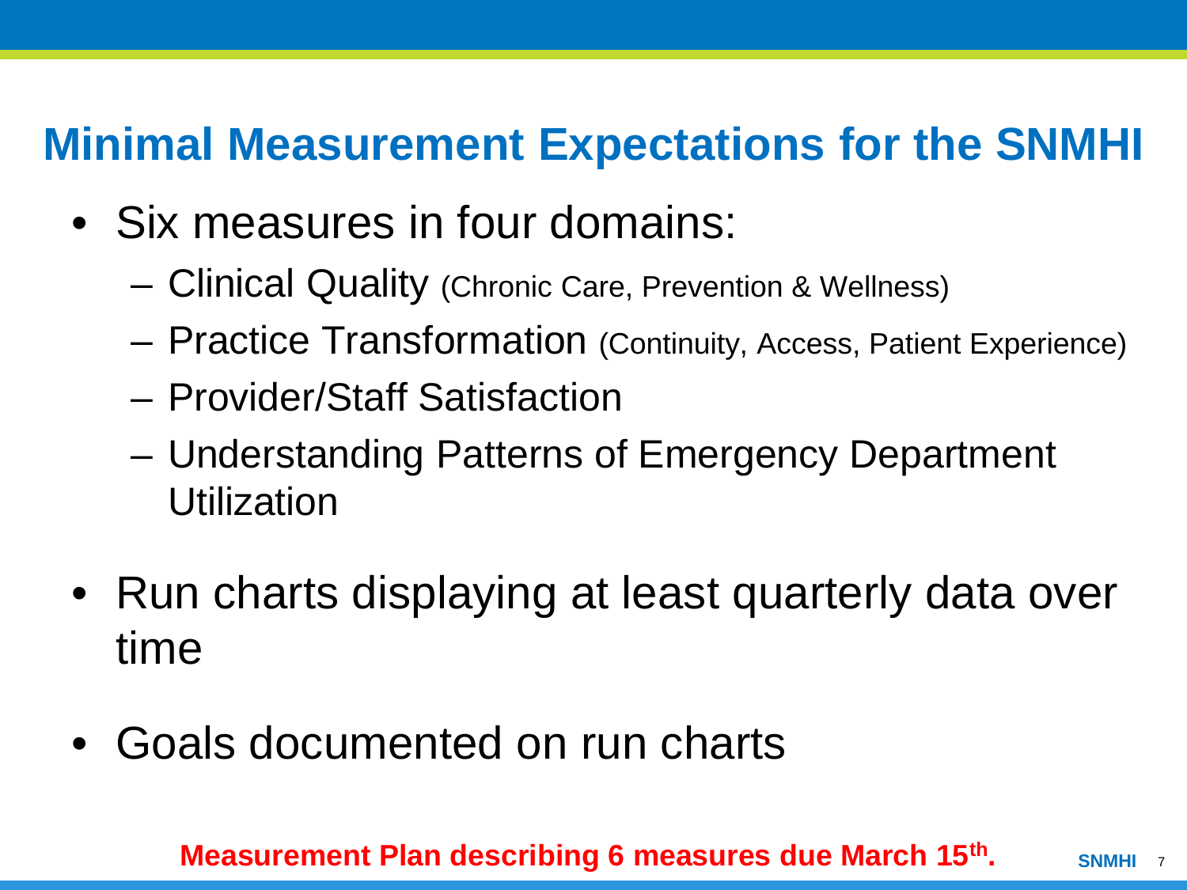# Minimal Measurement Expectations for the SNMHI

- Six measures in four domains:
  - Clinical Quality (Chronic Care, Prevention & Wellness)
  - Practice Transformation (Continuity, Access, Patient Experience)
  - Provider/Staff Satisfaction
  - Understanding Patterns of Emergency Department Utilization
- Run charts displaying at least quarterly data over time
- Goals documented on run charts

**Measurement Plan describing 6 measures due March 15th.**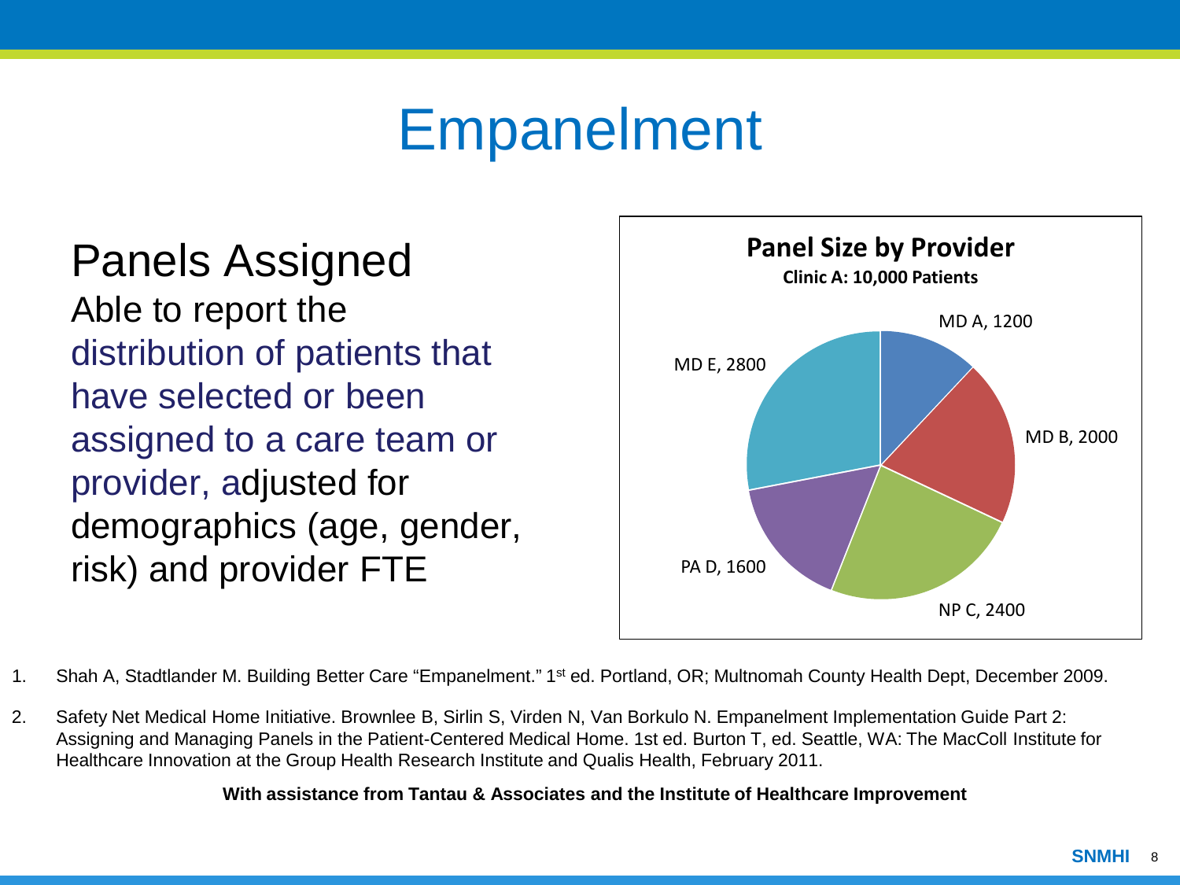# Empanelment

## Panels Assigned

Able to report the distribution of patients that have selected or been assigned to a care team or provider, adjusted for demographics (age, gender, risk) and provider FTE

**Panel Size by Provider**

**Clinic A: 10,000 Patients**

| Provider | Panel Size |
| --- | --- |
| MD A | 1200 |
| MD B | 2000 |
| NP C | 2400 |
| PA D | 1600 |
| MD E | 2800 |

1. Shah A, Stadtlander M. Building Better Care "Empanelment." 1st ed. Portland, OR; Multnomah County Health Dept, December 2009.
2. Safety Net Medical Home Initiative. Brownlee B, Sirlin S, Virden N, Van Borkulo N. Empanelment Implementation Guide Part 2: Assigning and Managing Panels in the Patient-Centered Medical Home. 1st ed. Burton T, ed. Seattle, WA: The MacColl Institute for Healthcare Innovation at the Group Health Research Institute and Qualis Health, February 2011.

**With assistance from Tantau & Associates and the Institute of Healthcare Improvement**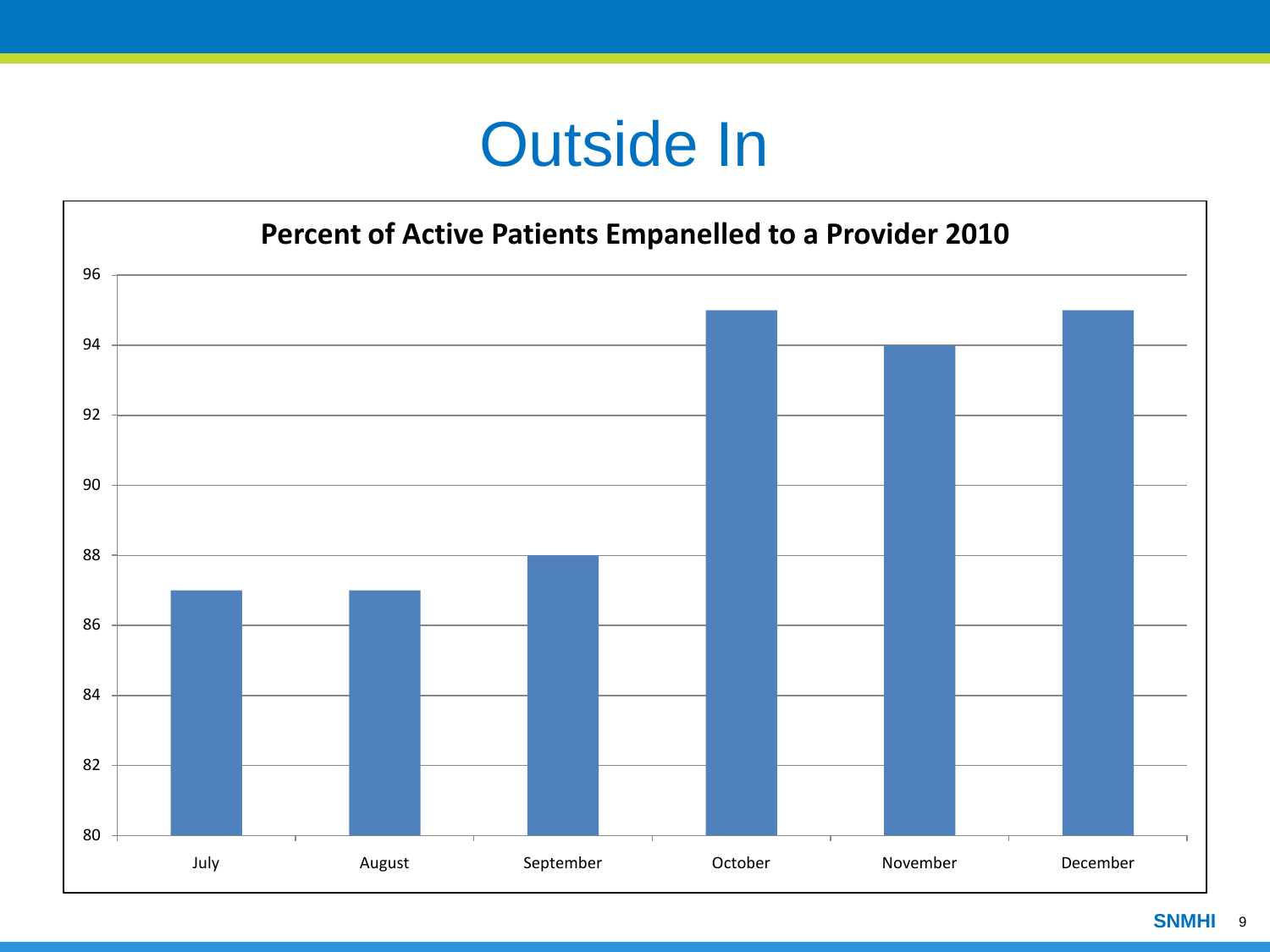# Outside In

**Percent of Active Patients Empanelled to a Provider 2010**

| Month | Percent |
|---|---|
| July | 87 |
| August | 87 |
| September | 88 |
| October | 95 |
| November | 94 |
| December | 95 |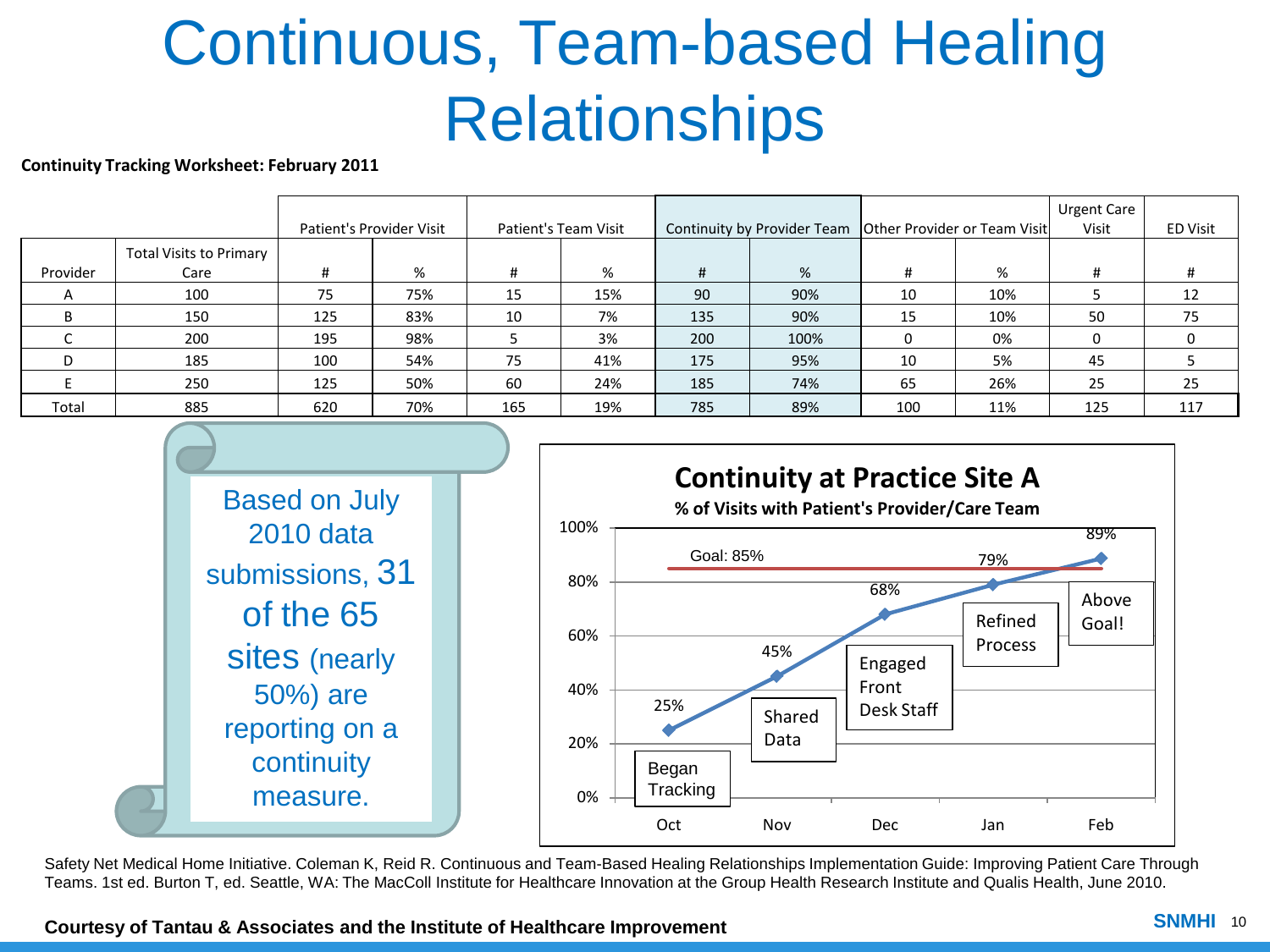# Continuous, Team-based Healing Relationships

**Continuity Tracking Worksheet: February 2011**

| | | Patient's Provider Visit | | Patient's Team Visit | | Continuity by Provider Team | | Other Provider or Team Visit | | Urgent Care Visit | ED Visit |
|---|---|---|---|---|---|---|---|---|---|---|---|
| Provider | Total Visits to Primary Care | # | % | # | % | # | % | # | % | # | # |
| A | 100 | 75 | 75% | 15 | 15% | 90 | 90% | 10 | 10% | 5 | 12 |
| B | 150 | 125 | 83% | 10 | 7% | 135 | 90% | 15 | 10% | 50 | 75 |
| C | 200 | 195 | 98% | 5 | 3% | 200 | 100% | 0 | 0% | 0 | 0 |
| D | 185 | 100 | 54% | 75 | 41% | 175 | 95% | 10 | 5% | 45 | 5 |
| E | 250 | 125 | 50% | 60 | 24% | 185 | 74% | 65 | 26% | 25 | 25 |
| Total | 885 | 620 | 70% | 165 | 19% | 785 | 89% | 100 | 11% | 125 | 117 |

Based on July 2010 data submissions, 31 of the 65 sites (nearly 50%) are reporting on a continuity measure.

**Continuity at Practice Site A**

**% of Visits with Patient's Provider/Care Team**

| Month | % | Annotation |
|---|---|---|
| Oct | 25% | Began Tracking |
| Nov | 45% | Shared Data |
| Dec | 68% | Engaged Front Desk Staff |
| Jan | 79% | Refined Process |
| Feb | 89% | Above Goal! |

Goal: 85%

Safety Net Medical Home Initiative. Coleman K, Reid R. Continuous and Team-Based Healing Relationships Implementation Guide: Improving Patient Care Through Teams. 1st ed. Burton T, ed. Seattle, WA: The MacColl Institute for Healthcare Innovation at the Group Health Research Institute and Qualis Health, June 2010.

**Courtesy of Tantau & Associates and the Institute of Healthcare Improvement**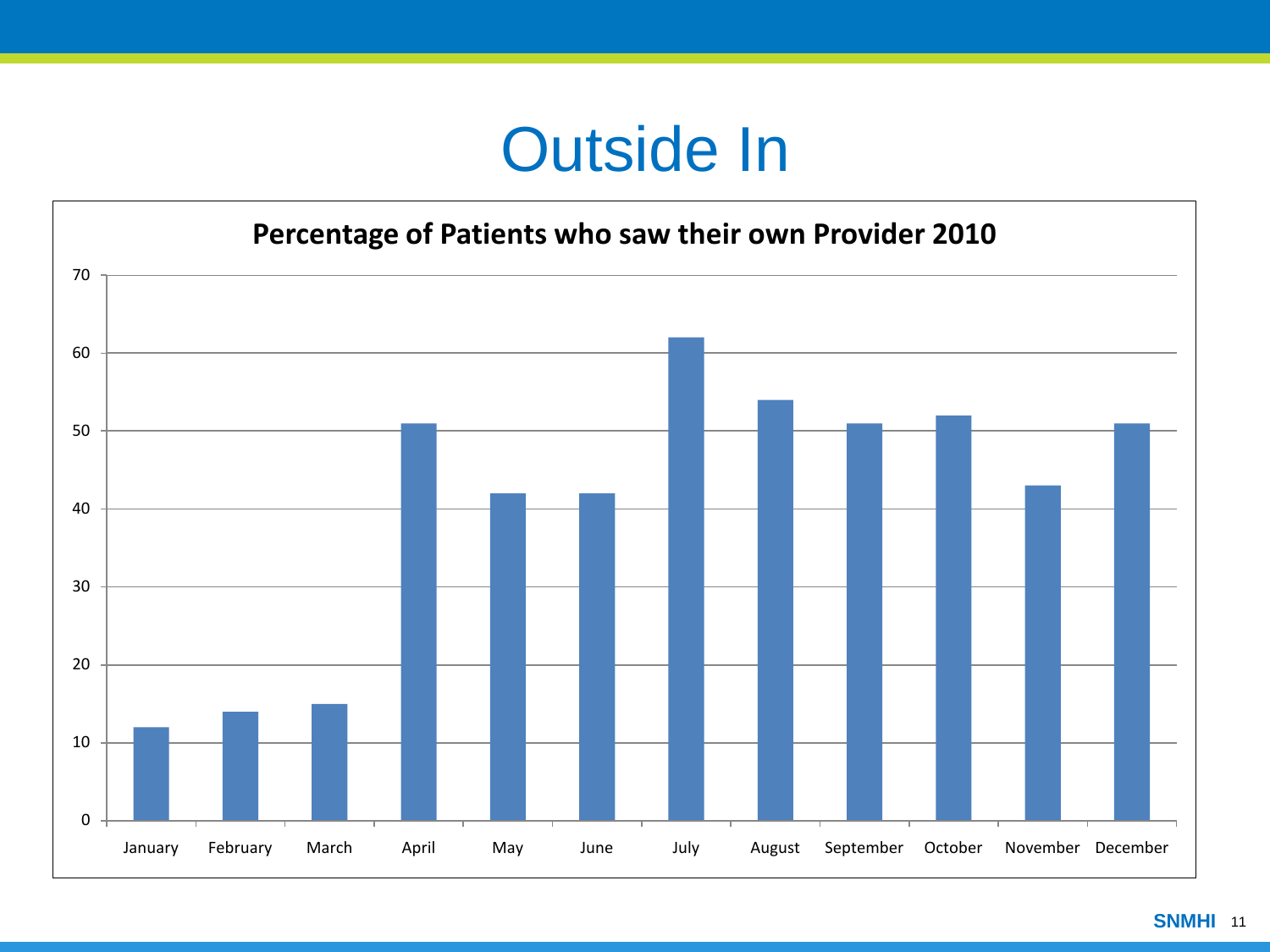# Outside In

**Percentage of Patients who saw their own Provider 2010**

| Month | Percentage |
|---|---|
| January | 12 |
| February | 14 |
| March | 15 |
| April | 51 |
| May | 42 |
| June | 42 |
| July | 62 |
| August | 54 |
| September | 51 |
| October | 52 |
| November | 43 |
| December | 51 |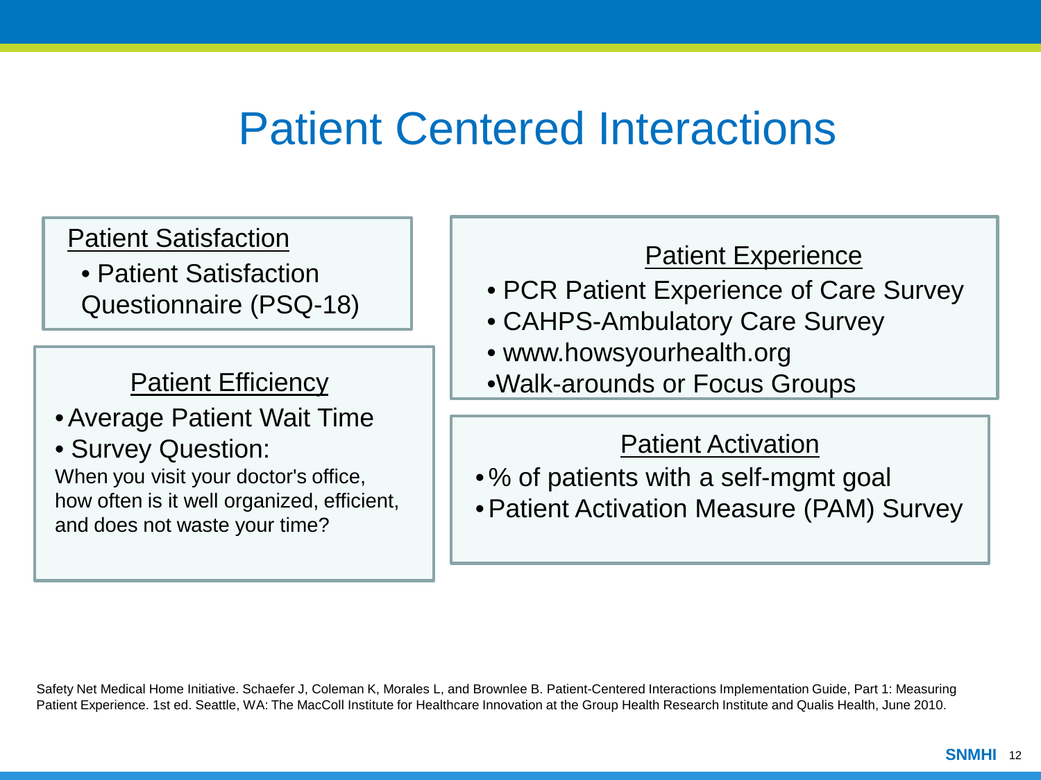# Patient Centered Interactions

## Patient Satisfaction

- Patient Satisfaction Questionnaire (PSQ-18)

## Patient Efficiency

- Average Patient Wait Time
- Survey Question:

When you visit your doctor's office, how often is it well organized, efficient, and does not waste your time?

## Patient Experience

- PCR Patient Experience of Care Survey
- CAHPS-Ambulatory Care Survey
- www.howsyourhealth.org
- Walk-arounds or Focus Groups

## Patient Activation

- % of patients with a self-mgmt goal
- Patient Activation Measure (PAM) Survey

Safety Net Medical Home Initiative. Schaefer J, Coleman K, Morales L, and Brownlee B. Patient-Centered Interactions Implementation Guide, Part 1: Measuring Patient Experience. 1st ed. Seattle, WA: The MacColl Institute for Healthcare Innovation at the Group Health Research Institute and Qualis Health, June 2010.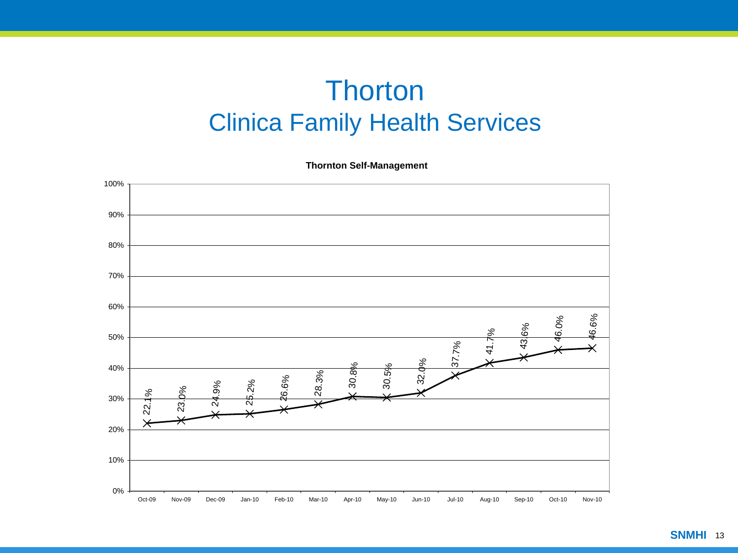# Thorton

## Clinica Family Health Services

**Thornton Self-Management**

| Month | Self-Management |
|---|---|
| Oct-09 | 22.1% |
| Nov-09 | 23.0% |
| Dec-09 | 24.9% |
| Jan-10 | 25.2% |
| Feb-10 | 26.6% |
| Mar-10 | 28.3% |
| Apr-10 | 30.8% |
| May-10 | 30.5% |
| Jun-10 | 32.0% |
| Jul-10 | 37.7% |
| Aug-10 | 41.7% |
| Sep-10 | 43.6% |
| Oct-10 | 46.0% |
| Nov-10 | 46.6% |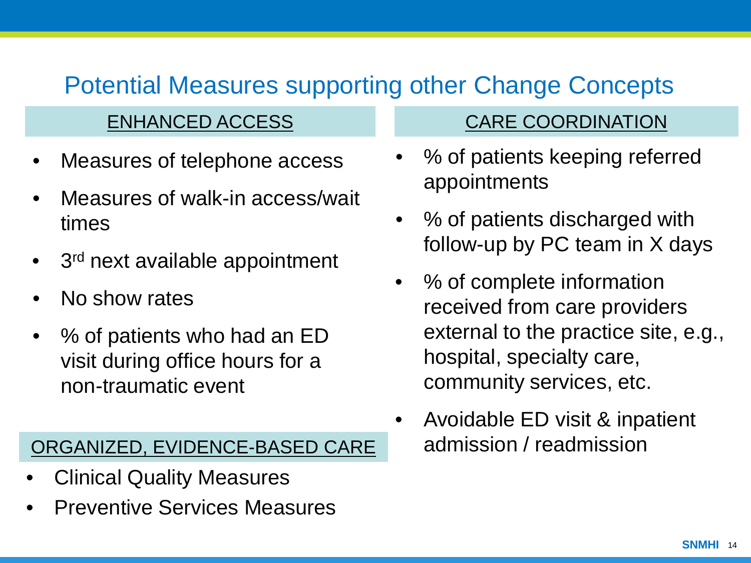# Potential Measures supporting other Change Concepts

## ENHANCED ACCESS

- Measures of telephone access
- Measures of walk-in access/wait times
- 3rd next available appointment
- No show rates
- % of patients who had an ED visit during office hours for a non-traumatic event

## ORGANIZED, EVIDENCE-BASED CARE

- Clinical Quality Measures
- Preventive Services Measures

## CARE COORDINATION

- % of patients keeping referred appointments
- % of patients discharged with follow-up by PC team in X days
- % of complete information received from care providers external to the practice site, e.g., hospital, specialty care, community services, etc.
- Avoidable ED visit & inpatient admission / readmission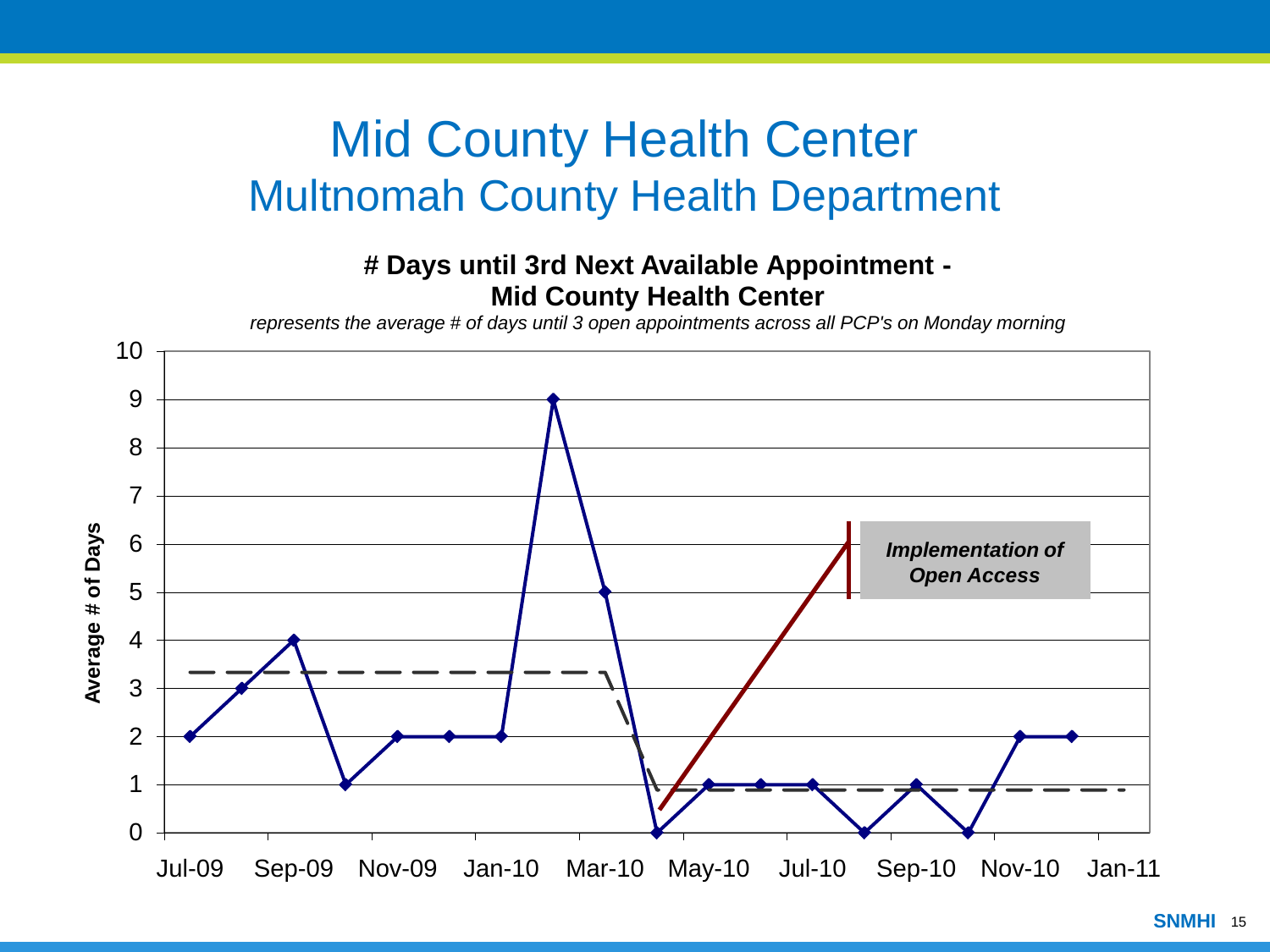# Mid County Health Center
## Multnomah County Health Department

**# Days until 3rd Next Available Appointment - Mid County Health Center**

*represents the average # of days until 3 open appointments across all PCP's on Monday morning*

Average # of Days

| Month | Value |
|---|---|
| Jul-09 | 2 |
| Aug-09 | 3 |
| Sep-09 | 4 |
| Oct-09 | 1 |
| Nov-09 | 2 |
| Dec-09 | 2 |
| Jan-10 | 2 |
| Feb-10 | 9 |
| Mar-10 | 5 |
| Apr-10 | 0 |
| May-10 | 1 |
| Jun-10 | 1 |
| Jul-10 | 1 |
| Aug-10 | 0 |
| Sep-10 | 1 |
| Oct-10 | 0 |
| Nov-10 | 2 |
| Dec-10 | 2 |

***Implementation of Open Access***

SNMHI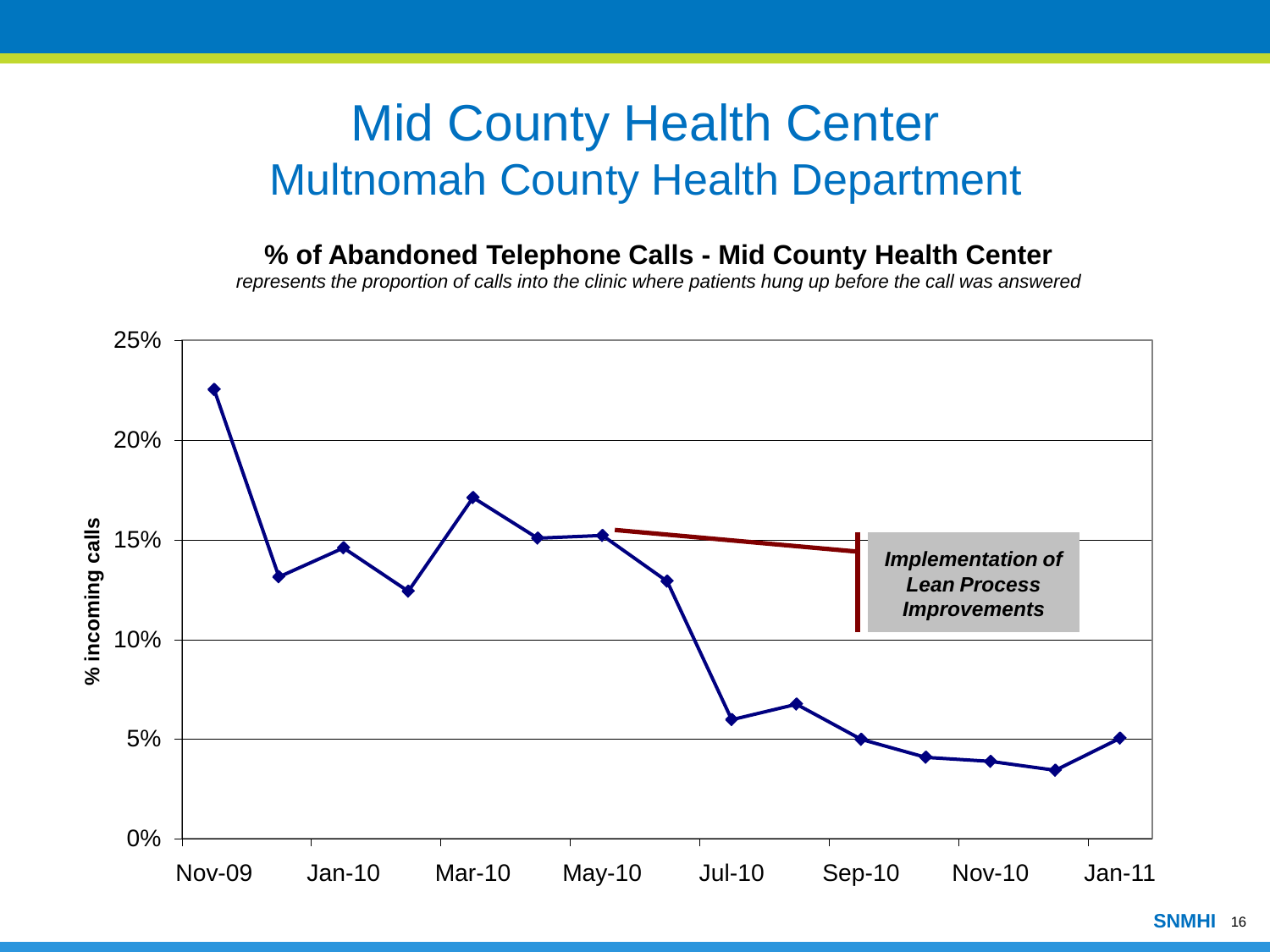# Mid County Health Center

## Multnomah County Health Department

**% of Abandoned Telephone Calls - Mid County Health Center**

*represents the proportion of calls into the clinic where patients hung up before the call was answered*

% incoming calls

25%
20%
15%
10%
5%
0%

Nov-09 Jan-10 Mar-10 May-10 Jul-10 Sep-10 Nov-10 Jan-11

***Implementation of Lean Process Improvements***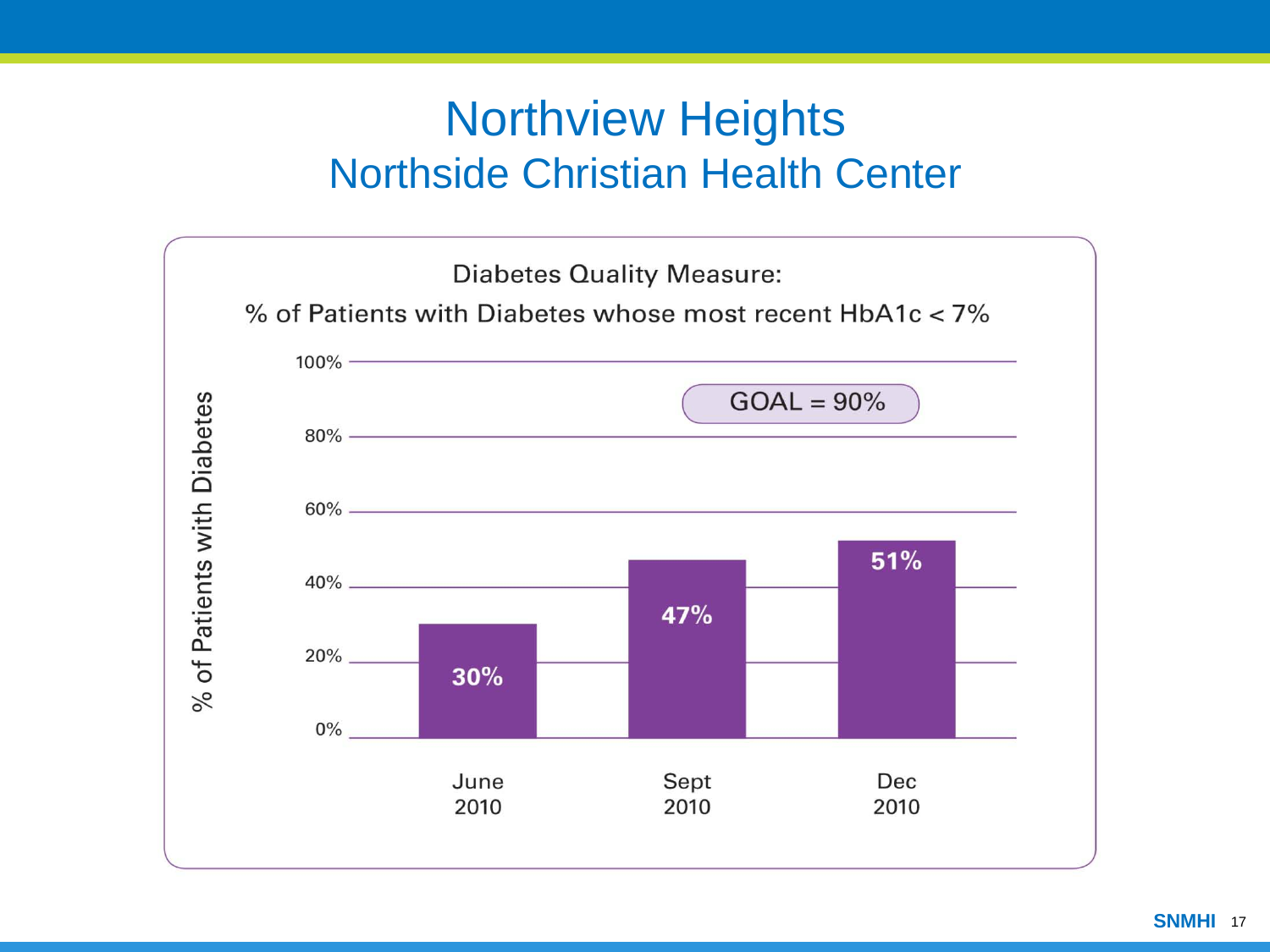# Northview Heights

## Northside Christian Health Center

**Diabetes Quality Measure:**

% of Patients with Diabetes whose most recent HbA1c < 7%

GOAL = 90%

| | June 2010 | Sept 2010 | Dec 2010 |
|---|---|---|---|
| % of Patients with Diabetes | 30% | 47% | 51% |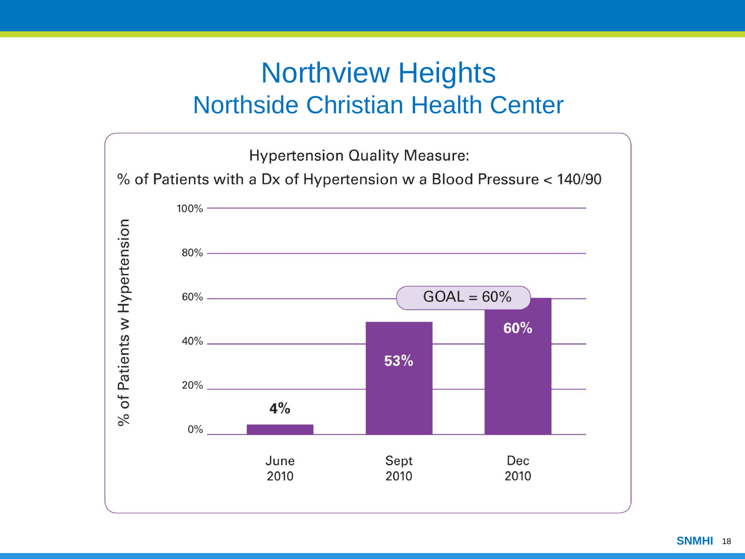# Northview Heights

## Northside Christian Health Center

Hypertension Quality Measure:

% of Patients with a Dx of Hypertension w a Blood Pressure < 140/90

| | June 2010 | Sept 2010 | Dec 2010 |
|---|---|---|---|
| % of Patients w Hypertension | 4% | 53% | 60% |

GOAL = 60%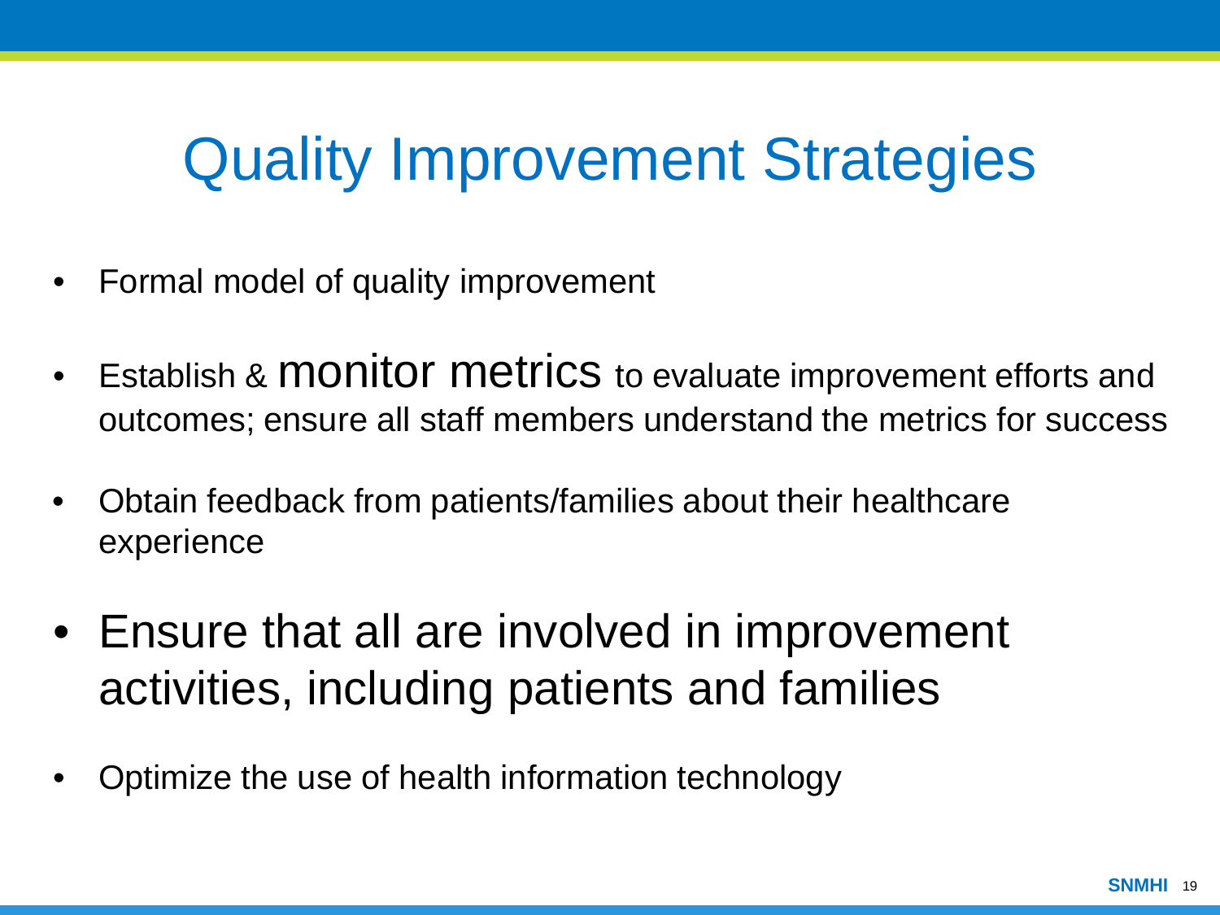# Quality Improvement Strategies

- Formal model of quality improvement
- Establish & monitor metrics to evaluate improvement efforts and outcomes; ensure all staff members understand the metrics for success
- Obtain feedback from patients/families about their healthcare experience
- Ensure that all are involved in improvement activities, including patients and families
- Optimize the use of health information technology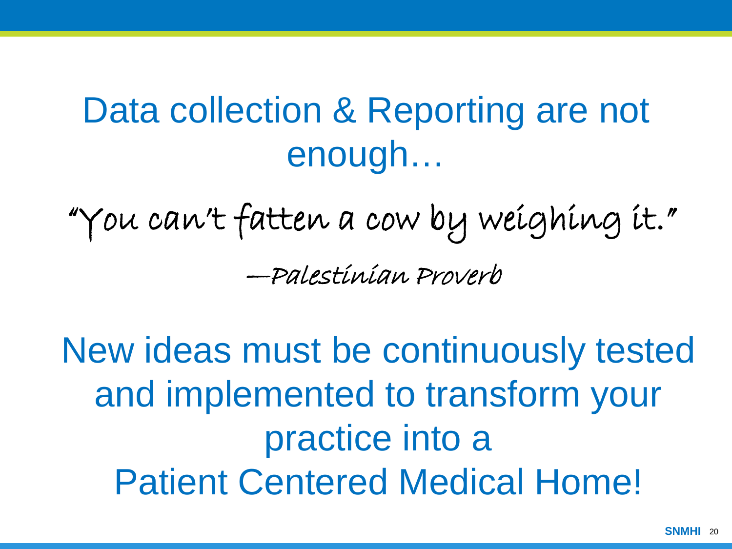# Data collection & Reporting are not enough…

*"You can't fatten a cow by weighing it."*

*—Palestinian Proverb*

New ideas must be continuously tested and implemented to transform your practice into a Patient Centered Medical Home!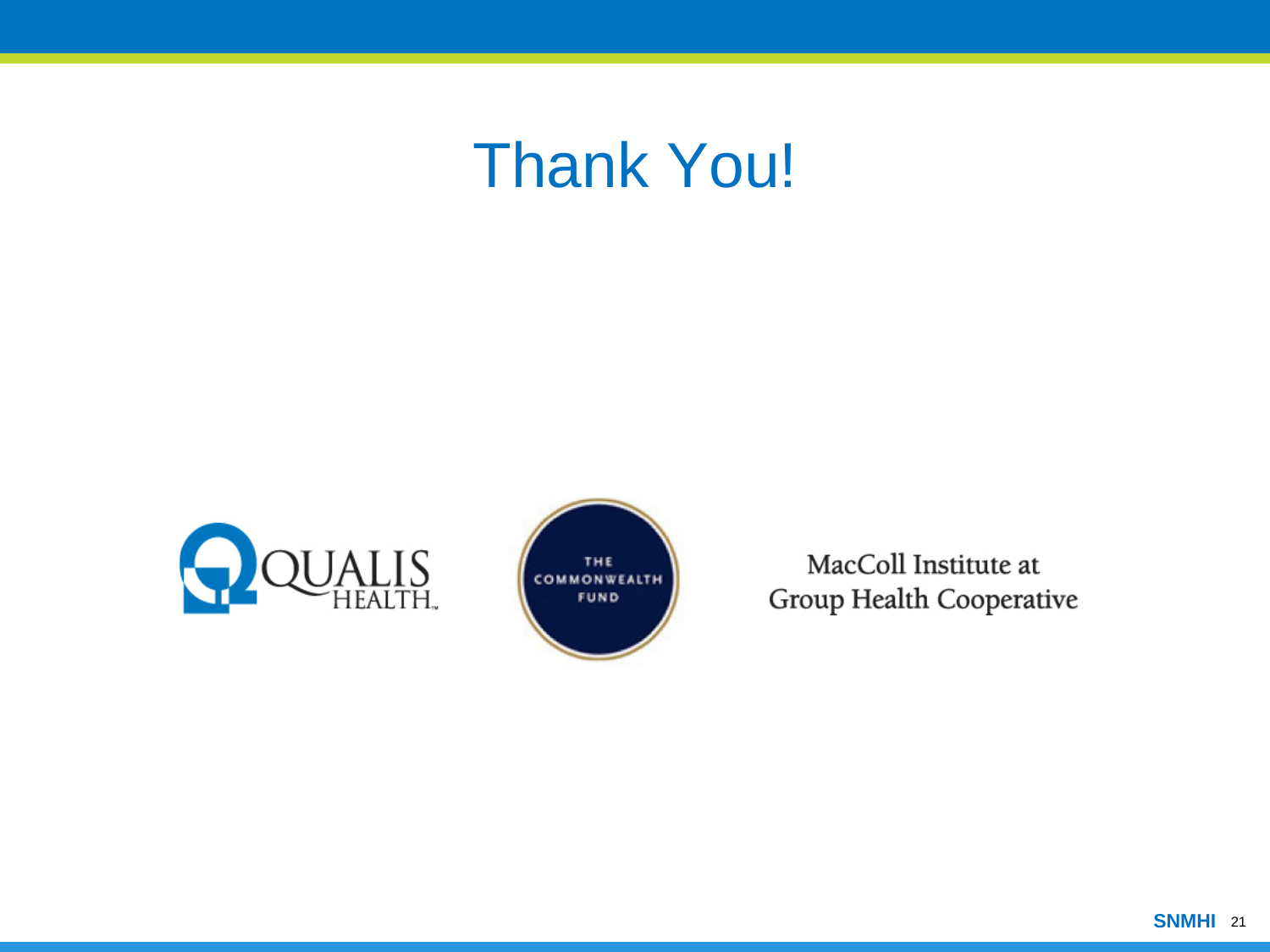# Thank You!

QUALIS HEALTH

THE COMMONWEALTH FUND

MacColl Institute at
Group Health Cooperative